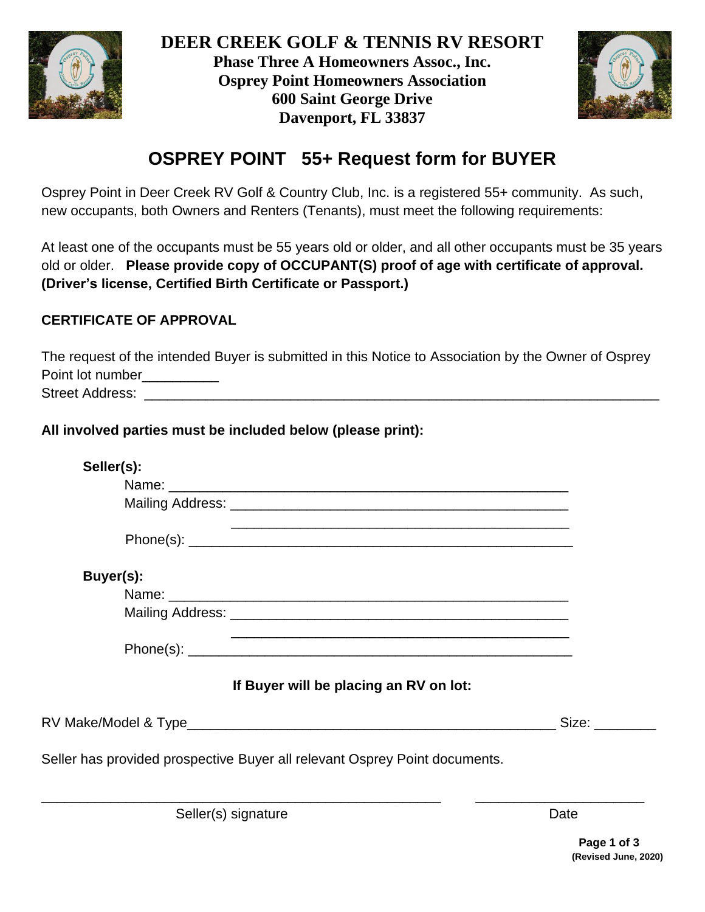# DEER CREEK GOLF & TENNIS RV RESORT

**Phase Three A Homeowners Assoc., Inc.**
**Osprey Point Homeowners Association**
**600 Saint George Drive**
**Davenport, FL 33837**

## OSPREY POINT 55+ Request form for BUYER

Osprey Point in Deer Creek RV Golf & Country Club, Inc. is a registered 55+ community. As such, new occupants, both Owners and Renters (Tenants), must meet the following requirements:

At least one of the occupants must be 55 years old or older, and all other occupants must be 35 years old or older. **Please provide copy of OCCUPANT(S) proof of age with certificate of approval. (Driver's license, Certified Birth Certificate or Passport.)**

### CERTIFICATE OF APPROVAL

The request of the intended Buyer is submitted in this Notice to Association by the Owner of Osprey Point lot number__________
Street Address: ______________________________________________________________________

**All involved parties must be included below (please print):**

**Seller(s):**

Name: ______________________________________________________
Mailing Address: ______________________________________________
______________________________________________
Phone(s): ____________________________________________________

**Buyer(s):**

Name: ______________________________________________________
Mailing Address: ______________________________________________
______________________________________________
Phone(s): ____________________________________________________

**If Buyer will be placing an RV on lot:**

RV Make/Model & Type____________________________________________________ Size: ________

Seller has provided prospective Buyer all relevant Osprey Point documents.

______________________________________________________ ______________________
Seller(s) signature Date

**(Revised June, 2020)**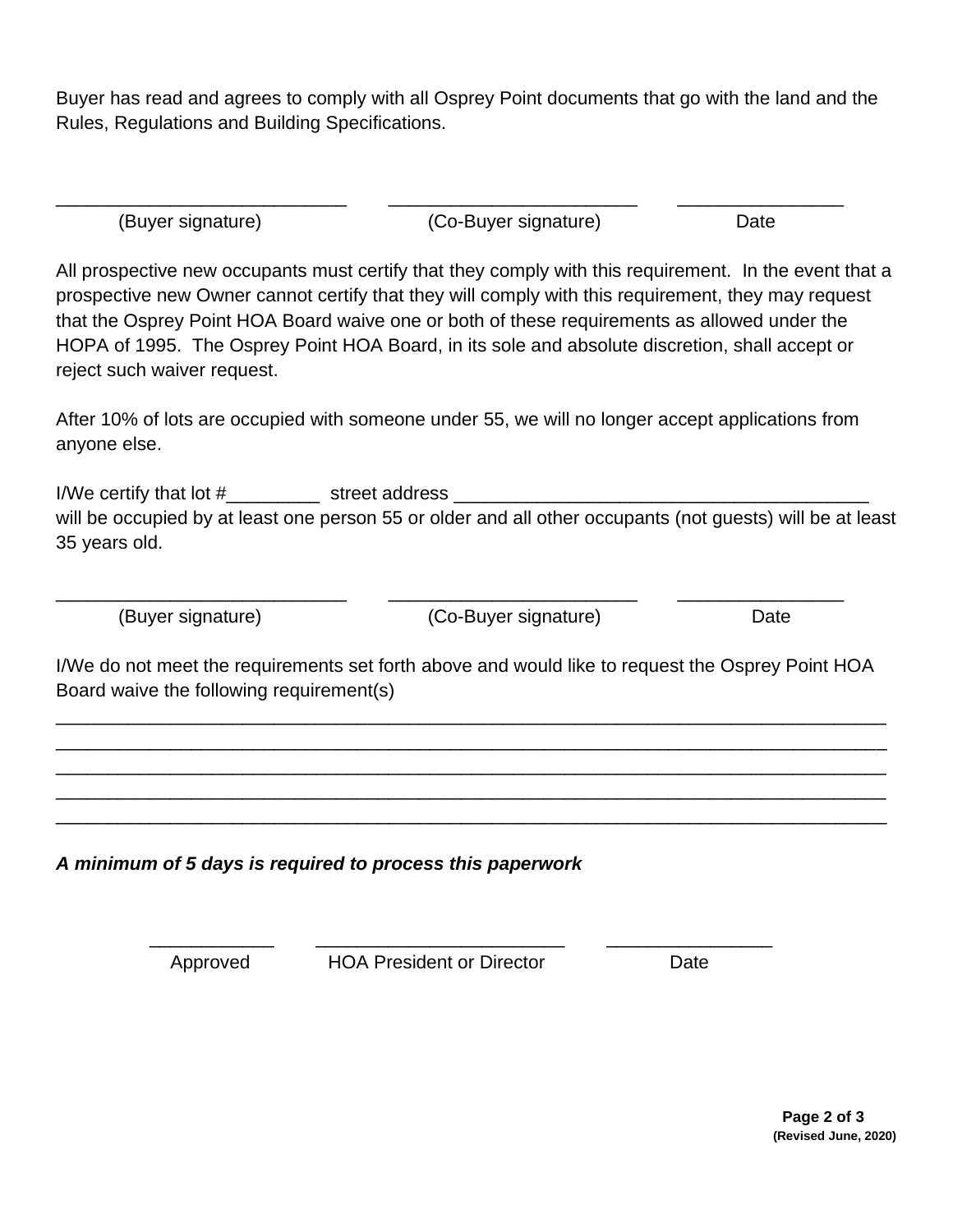Buyer has read and agrees to comply with all Osprey Point documents that go with the land and the Rules, Regulations and Building Specifications.

____________________________ ________________________ ________________
(Buyer signature) (Co-Buyer signature) Date

All prospective new occupants must certify that they comply with this requirement. In the event that a prospective new Owner cannot certify that they will comply with this requirement, they may request that the Osprey Point HOA Board waive one or both of these requirements as allowed under the HOPA of 1995. The Osprey Point HOA Board, in its sole and absolute discretion, shall accept or reject such waiver request.

After 10% of lots are occupied with someone under 55, we will no longer accept applications from anyone else.

I/We certify that lot #_________ street address ________________________________________ will be occupied by at least one person 55 or older and all other occupants (not guests) will be at least 35 years old.

____________________________ ________________________ ________________
(Buyer signature) (Co-Buyer signature) Date

I/We do not meet the requirements set forth above and would like to request the Osprey Point HOA Board waive the following requirement(s)

________________________________________________________________________________
________________________________________________________________________________
________________________________________________________________________________
________________________________________________________________________________
________________________________________________________________________________

***A minimum of 5 days is required to process this paperwork***

____________ ________________________ ________________
Approved HOA President or Director Date

(Revised June, 2020)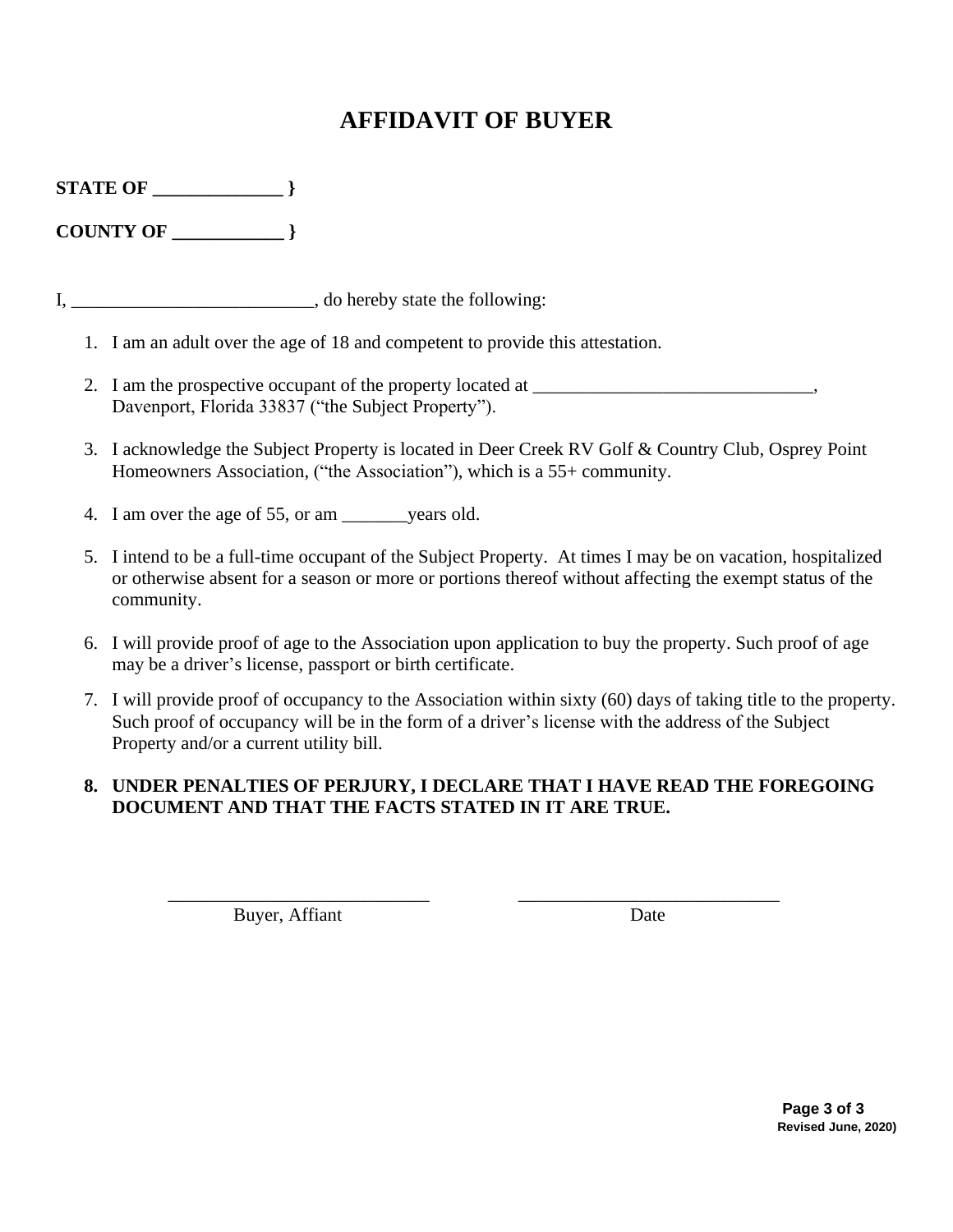# AFFIDAVIT OF BUYER

**STATE OF _____________ }**

**COUNTY OF ___________ }**

I, _________________________, do hereby state the following:

1. I am an adult over the age of 18 and competent to provide this attestation.
2. I am the prospective occupant of the property located at ______________________________, Davenport, Florida 33837 ("the Subject Property").
3. I acknowledge the Subject Property is located in Deer Creek RV Golf & Country Club, Osprey Point Homeowners Association, ("the Association"), which is a 55+ community.
4. I am over the age of 55, or am _______years old.
5. I intend to be a full-time occupant of the Subject Property. At times I may be on vacation, hospitalized or otherwise absent for a season or more or portions thereof without affecting the exempt status of the community.
6. I will provide proof of age to the Association upon application to buy the property. Such proof of age may be a driver's license, passport or birth certificate.
7. I will provide proof of occupancy to the Association within sixty (60) days of taking title to the property. Such proof of occupancy will be in the form of a driver's license with the address of the Subject Property and/or a current utility bill.
8. **UNDER PENALTIES OF PERJURY, I DECLARE THAT I HAVE READ THE FOREGOING DOCUMENT AND THAT THE FACTS STATED IN IT ARE TRUE.**

___________________________ ___________________________

Buyer, Affiant Date

Revised June, 2020)